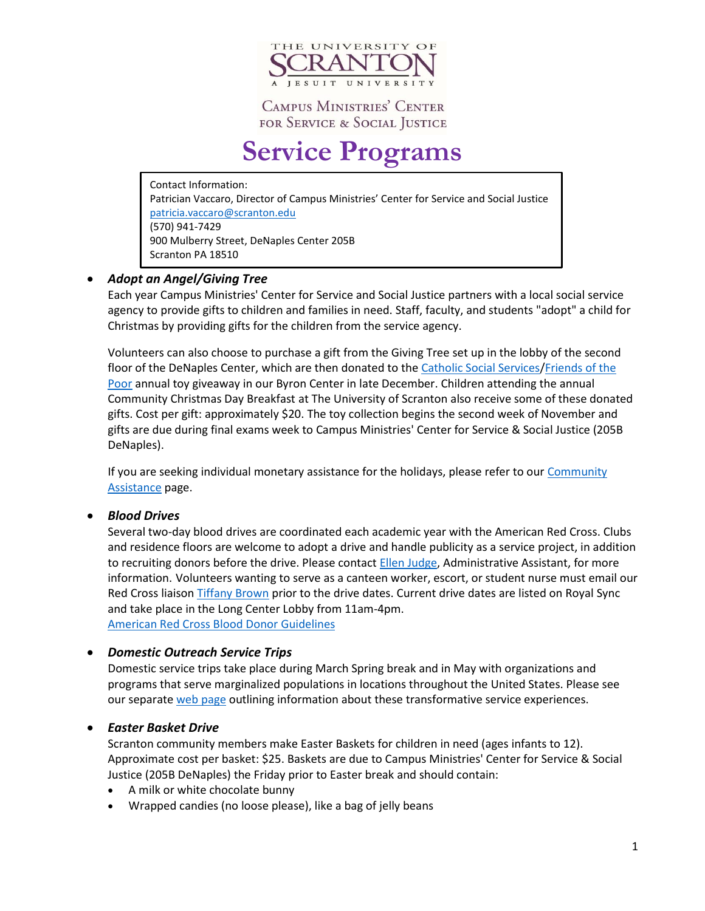THE UNIVERSITY OF SCRANTON

A JESUIT UNIVERSITY

CAMPUS MINISTRIES' CENTER FOR SERVICE & SOCIAL JUSTICE

# Service Programs

Contact Information:
Patrician Vaccaro, Director of Campus Ministries' Center for Service and Social Justice
patricia.vaccaro@scranton.edu
(570) 941-7429
900 Mulberry Street, DeNaples Center 205B
Scranton PA 18510

- ***Adopt an Angel/Giving Tree***

  Each year Campus Ministries' Center for Service and Social Justice partners with a local social service agency to provide gifts to children and families in need. Staff, faculty, and students "adopt" a child for Christmas by providing gifts for the children from the service agency.

  Volunteers can also choose to purchase a gift from the Giving Tree set up in the lobby of the second floor of the DeNaples Center, which are then donated to the Catholic Social Services/Friends of the Poor annual toy giveaway in our Byron Center in late December. Children attending the annual Community Christmas Day Breakfast at The University of Scranton also receive some of these donated gifts. Cost per gift: approximately $20. The toy collection begins the second week of November and gifts are due during final exams week to Campus Ministries' Center for Service & Social Justice (205B DeNaples).

  If you are seeking individual monetary assistance for the holidays, please refer to our Community Assistance page.

- ***Blood Drives***

  Several two-day blood drives are coordinated each academic year with the American Red Cross. Clubs and residence floors are welcome to adopt a drive and handle publicity as a service project, in addition to recruiting donors before the drive. Please contact Ellen Judge, Administrative Assistant, for more information. Volunteers wanting to serve as a canteen worker, escort, or student nurse must email our Red Cross liaison Tiffany Brown prior to the drive dates. Current drive dates are listed on Royal Sync and take place in the Long Center Lobby from 11am-4pm.
  American Red Cross Blood Donor Guidelines

- ***Domestic Outreach Service Trips***

  Domestic service trips take place during March Spring break and in May with organizations and programs that serve marginalized populations in locations throughout the United States. Please see our separate web page outlining information about these transformative service experiences.

- ***Easter Basket Drive***

  Scranton community members make Easter Baskets for children in need (ages infants to 12). Approximate cost per basket: $25. Baskets are due to Campus Ministries' Center for Service & Social Justice (205B DeNaples) the Friday prior to Easter break and should contain:

  - A milk or white chocolate bunny
  - Wrapped candies (no loose please), like a bag of jelly beans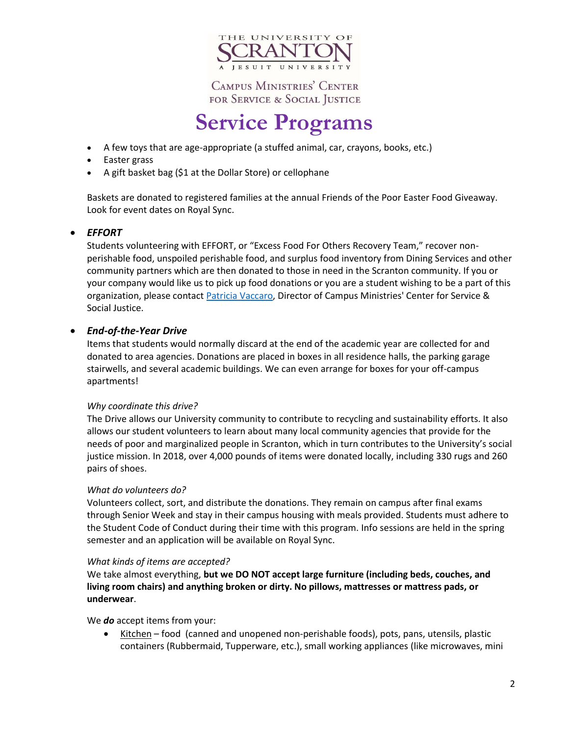- A few toys that are age-appropriate (a stuffed animal, car, crayons, books, etc.)
- Easter grass
- A gift basket bag ($1 at the Dollar Store) or cellophane

Baskets are donated to registered families at the annual Friends of the Poor Easter Food Giveaway. Look for event dates on Royal Sync.

- ***EFFORT***

  Students volunteering with EFFORT, or "Excess Food For Others Recovery Team," recover non-perishable food, unspoiled perishable food, and surplus food inventory from Dining Services and other community partners which are then donated to those in need in the Scranton community. If you or your company would like us to pick up food donations or you are a student wishing to be a part of this organization, please contact Patricia Vaccaro, Director of Campus Ministries' Center for Service & Social Justice.

- ***End-of-the-Year Drive***

  Items that students would normally discard at the end of the academic year are collected for and donated to area agencies. Donations are placed in boxes in all residence halls, the parking garage stairwells, and several academic buildings. We can even arrange for boxes for your off-campus apartments!

  *Why coordinate this drive?*

  The Drive allows our University community to contribute to recycling and sustainability efforts. It also allows our student volunteers to learn about many local community agencies that provide for the needs of poor and marginalized people in Scranton, which in turn contributes to the University's social justice mission. In 2018, over 4,000 pounds of items were donated locally, including 330 rugs and 260 pairs of shoes.

  *What do volunteers do?*

  Volunteers collect, sort, and distribute the donations. They remain on campus after final exams through Senior Week and stay in their campus housing with meals provided. Students must adhere to the Student Code of Conduct during their time with this program. Info sessions are held in the spring semester and an application will be available on Royal Sync.

  *What kinds of items are accepted?*

  We take almost everything, **but we DO NOT accept large furniture (including beds, couches, and living room chairs) and anything broken or dirty. No pillows, mattresses or mattress pads, or underwear**.

  We ***do*** accept items from your:

  - Kitchen – food (canned and unopened non-perishable foods), pots, pans, utensils, plastic containers (Rubbermaid, Tupperware, etc.), small working appliances (like microwaves, mini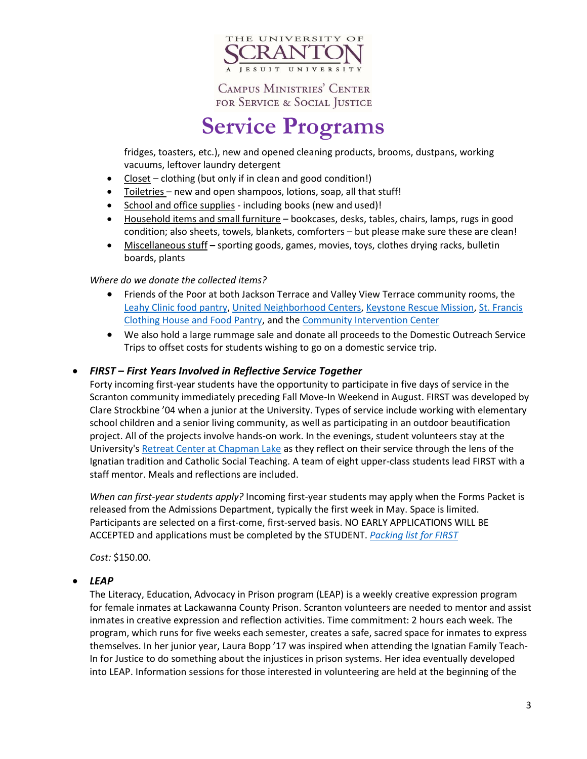fridges, toasters, etc.), new and opened cleaning products, brooms, dustpans, working vacuums, leftover laundry detergent

- Closet – clothing (but only if in clean and good condition!)
- Toiletries – new and open shampoos, lotions, soap, all that stuff!
- School and office supplies - including books (new and used)!
- Household items and small furniture – bookcases, desks, tables, chairs, lamps, rugs in good condition; also sheets, towels, blankets, comforters – but please make sure these are clean!
- Miscellaneous stuff – sporting goods, games, movies, toys, clothes drying racks, bulletin boards, plants

*Where do we donate the collected items?*

- Friends of the Poor at both Jackson Terrace and Valley View Terrace community rooms, the Leahy Clinic food pantry, United Neighborhood Centers, Keystone Rescue Mission, St. Francis Clothing House and Food Pantry, and the Community Intervention Center
- We also hold a large rummage sale and donate all proceeds to the Domestic Outreach Service Trips to offset costs for students wishing to go on a domestic service trip.

- ***FIRST – First Years Involved in Reflective Service Together***

  Forty incoming first-year students have the opportunity to participate in five days of service in the Scranton community immediately preceding Fall Move-In Weekend in August. FIRST was developed by Clare Strockbine '04 when a junior at the University. Types of service include working with elementary school children and a senior living community, as well as participating in an outdoor beautification project. All of the projects involve hands-on work. In the evenings, student volunteers stay at the University's Retreat Center at Chapman Lake as they reflect on their service through the lens of the Ignatian tradition and Catholic Social Teaching. A team of eight upper-class students lead FIRST with a staff mentor. Meals and reflections are included.

  *When can first-year students apply?* Incoming first-year students may apply when the Forms Packet is released from the Admissions Department, typically the first week in May. Space is limited. Participants are selected on a first-come, first-served basis. NO EARLY APPLICATIONS WILL BE ACCEPTED and applications must be completed by the STUDENT. *Packing list for FIRST*

  *Cost:* $150.00.

- ***LEAP***

  The Literacy, Education, Advocacy in Prison program (LEAP) is a weekly creative expression program for female inmates at Lackawanna County Prison. Scranton volunteers are needed to mentor and assist inmates in creative expression and reflection activities. Time commitment: 2 hours each week. The program, which runs for five weeks each semester, creates a safe, sacred space for inmates to express themselves. In her junior year, Laura Bopp '17 was inspired when attending the Ignatian Family Teach-In for Justice to do something about the injustices in prison systems. Her idea eventually developed into LEAP. Information sessions for those interested in volunteering are held at the beginning of the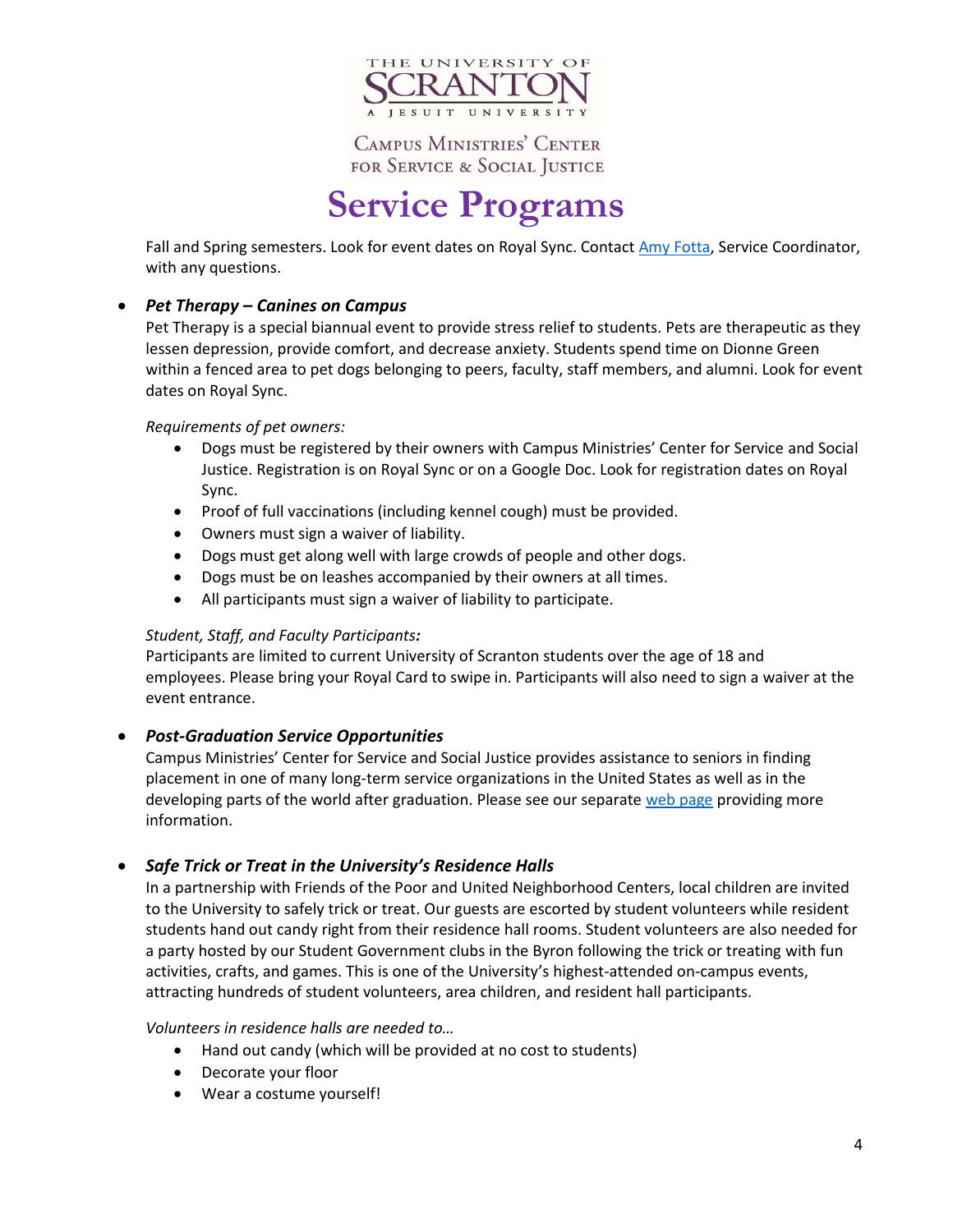THE UNIVERSITY OF SCRANTON

A JESUIT UNIVERSITY

CAMPUS MINISTRIES' CENTER FOR SERVICE & SOCIAL JUSTICE

# Service Programs

Fall and Spring semesters. Look for event dates on Royal Sync. Contact Amy Fotta, Service Coordinator, with any questions.

- ***Pet Therapy – Canines on Campus***

  Pet Therapy is a special biannual event to provide stress relief to students. Pets are therapeutic as they lessen depression, provide comfort, and decrease anxiety. Students spend time on Dionne Green within a fenced area to pet dogs belonging to peers, faculty, staff members, and alumni. Look for event dates on Royal Sync.

  *Requirements of pet owners:*

  - Dogs must be registered by their owners with Campus Ministries' Center for Service and Social Justice. Registration is on Royal Sync or on a Google Doc. Look for registration dates on Royal Sync.
  - Proof of full vaccinations (including kennel cough) must be provided.
  - Owners must sign a waiver of liability.
  - Dogs must get along well with large crowds of people and other dogs.
  - Dogs must be on leashes accompanied by their owners at all times.
  - All participants must sign a waiver of liability to participate.

  *Student, Staff, and Faculty Participants:*

  Participants are limited to current University of Scranton students over the age of 18 and employees. Please bring your Royal Card to swipe in. Participants will also need to sign a waiver at the event entrance.

- ***Post-Graduation Service Opportunities***

  Campus Ministries' Center for Service and Social Justice provides assistance to seniors in finding placement in one of many long-term service organizations in the United States as well as in the developing parts of the world after graduation. Please see our separate web page providing more information.

- ***Safe Trick or Treat in the University's Residence Halls***

  In a partnership with Friends of the Poor and United Neighborhood Centers, local children are invited to the University to safely trick or treat. Our guests are escorted by student volunteers while resident students hand out candy right from their residence hall rooms. Student volunteers are also needed for a party hosted by our Student Government clubs in the Byron following the trick or treating with fun activities, crafts, and games. This is one of the University's highest-attended on-campus events, attracting hundreds of student volunteers, area children, and resident hall participants.

  *Volunteers in residence halls are needed to…*

  - Hand out candy (which will be provided at no cost to students)
  - Decorate your floor
  - Wear a costume yourself!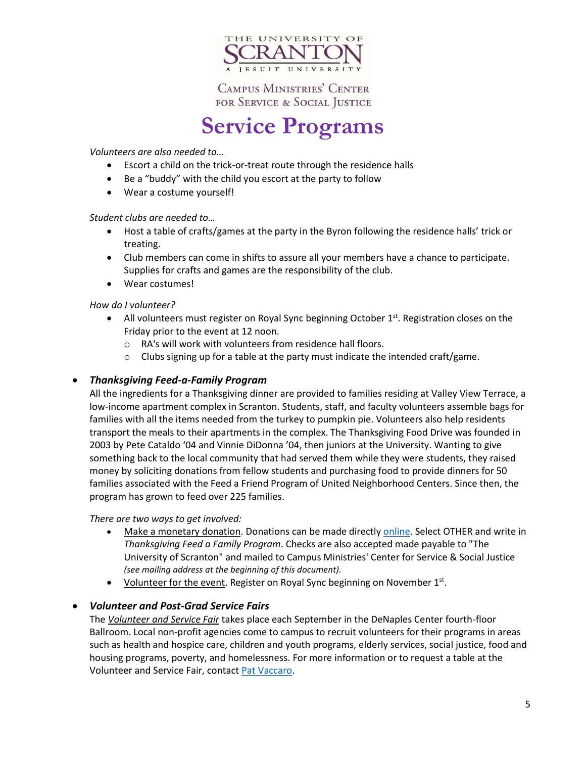THE UNIVERSITY OF SCRANTON

A JESUIT UNIVERSITY

CAMPUS MINISTRIES' CENTER FOR SERVICE & SOCIAL JUSTICE

# Service Programs

*Volunteers are also needed to…*

- Escort a child on the trick-or-treat route through the residence halls
- Be a "buddy" with the child you escort at the party to follow
- Wear a costume yourself!

*Student clubs are needed to…*

- Host a table of crafts/games at the party in the Byron following the residence halls' trick or treating.
- Club members can come in shifts to assure all your members have a chance to participate. Supplies for crafts and games are the responsibility of the club.
- Wear costumes!

*How do I volunteer?*

- All volunteers must register on Royal Sync beginning October 1st. Registration closes on the Friday prior to the event at 12 noon.
  - RA's will work with volunteers from residence hall floors.
  - Clubs signing up for a table at the party must indicate the intended craft/game.

- ***Thanksgiving Feed-a-Family Program***

  All the ingredients for a Thanksgiving dinner are provided to families residing at Valley View Terrace, a low-income apartment complex in Scranton. Students, staff, and faculty volunteers assemble bags for families with all the items needed from the turkey to pumpkin pie. Volunteers also help residents transport the meals to their apartments in the complex. The Thanksgiving Food Drive was founded in 2003 by Pete Cataldo '04 and Vinnie DiDonna '04, then juniors at the University. Wanting to give something back to the local community that had served them while they were students, they raised money by soliciting donations from fellow students and purchasing food to provide dinners for 50 families associated with the Feed a Friend Program of United Neighborhood Centers. Since then, the program has grown to feed over 225 families.

  *There are two ways to get involved:*

  - Make a monetary donation. Donations can be made directly online. Select OTHER and write in *Thanksgiving Feed a Family Program*. Checks are also accepted made payable to "The University of Scranton" and mailed to Campus Ministries' Center for Service & Social Justice *(see mailing address at the beginning of this document).*
  - Volunteer for the event. Register on Royal Sync beginning on November 1st.

- ***Volunteer and Post-Grad Service Fairs***

  The *Volunteer and Service Fair* takes place each September in the DeNaples Center fourth-floor Ballroom. Local non-profit agencies come to campus to recruit volunteers for their programs in areas such as health and hospice care, children and youth programs, elderly services, social justice, food and housing programs, poverty, and homelessness. For more information or to request a table at the Volunteer and Service Fair, contact Pat Vaccaro.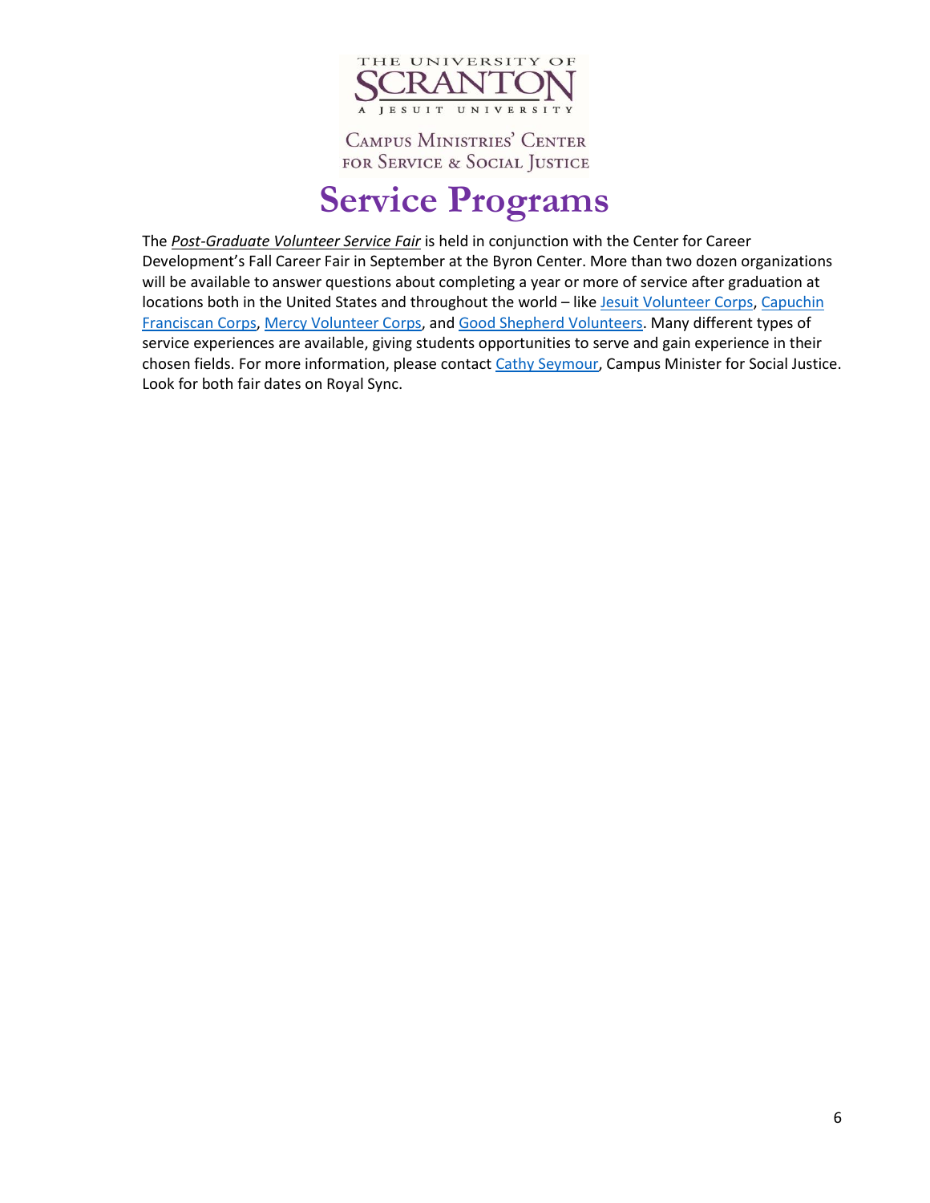THE UNIVERSITY OF SCRANTON

A JESUIT UNIVERSITY

CAMPUS MINISTRIES' CENTER FOR SERVICE & SOCIAL JUSTICE

# Service Programs

The ***Post-Graduate Volunteer Service Fair*** is held in conjunction with the Center for Career Development's Fall Career Fair in September at the Byron Center. More than two dozen organizations will be available to answer questions about completing a year or more of service after graduation at locations both in the United States and throughout the world – like Jesuit Volunteer Corps, Capuchin Franciscan Corps, Mercy Volunteer Corps, and Good Shepherd Volunteers. Many different types of service experiences are available, giving students opportunities to serve and gain experience in their chosen fields. For more information, please contact Cathy Seymour, Campus Minister for Social Justice. Look for both fair dates on Royal Sync.